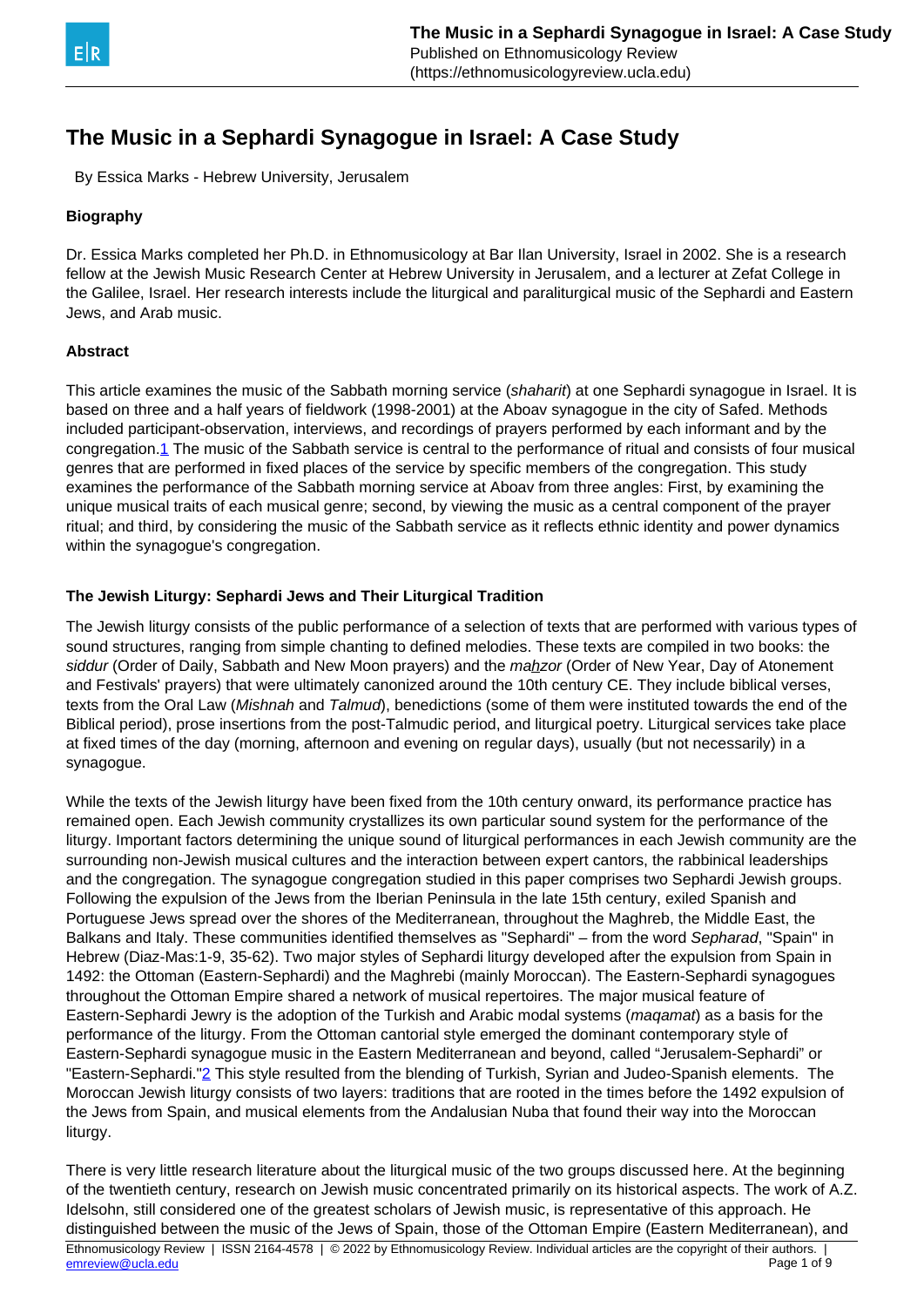# The Music in a Sephardi Synagogue in Israel: A Case Study

By Essica Marks - Hebrew University, Jerusalem

**Biography**

Dr. Essica Marks completed her Ph.D. in Ethnomusicology at Bar Ilan University, Israel in 2002. She is a research fellow at the Jewish Music Research Center at Hebrew University in Jerusalem, and a lecturer at Zefat College in the Galilee, Israel. Her research interests include the liturgical and paraliturgical music of the Sephardi and Eastern Jews, and Arab music.

**Abstract**

This article examines the music of the Sabbath morning service (*shaharit*) at one Sephardi synagogue in Israel. It is based on three and a half years of fieldwork (1998-2001) at the Aboav synagogue in the city of Safed. Methods included participant-observation, interviews, and recordings of prayers performed by each informant and by the congregation.1 The music of the Sabbath service is central to the performance of ritual and consists of four musical genres that are performed in fixed places of the service by specific members of the congregation. This study examines the performance of the Sabbath morning service at Aboav from three angles: First, by examining the unique musical traits of each musical genre; second, by viewing the music as a central component of the prayer ritual; and third, by considering the music of the Sabbath service as it reflects ethnic identity and power dynamics within the synagogue's congregation.

**The Jewish Liturgy: Sephardi Jews and Their Liturgical Tradition**

The Jewish liturgy consists of the public performance of a selection of texts that are performed with various types of sound structures, ranging from simple chanting to defined melodies. These texts are compiled in two books: the *siddur* (Order of Daily, Sabbath and New Moon prayers) and the *mahzor* (Order of New Year, Day of Atonement and Festivals' prayers) that were ultimately canonized around the 10th century CE. They include biblical verses, texts from the Oral Law (*Mishnah* and *Talmud*), benedictions (some of them were instituted towards the end of the Biblical period), prose insertions from the post-Talmudic period, and liturgical poetry. Liturgical services take place at fixed times of the day (morning, afternoon and evening on regular days), usually (but not necessarily) in a synagogue.

While the texts of the Jewish liturgy have been fixed from the 10th century onward, its performance practice has remained open. Each Jewish community crystallizes its own particular sound system for the performance of the liturgy. Important factors determining the unique sound of liturgical performances in each Jewish community are the surrounding non-Jewish musical cultures and the interaction between expert cantors, the rabbinical leaderships and the congregation. The synagogue congregation studied in this paper comprises two Sephardi Jewish groups. Following the expulsion of the Jews from the Iberian Peninsula in the late 15th century, exiled Spanish and Portuguese Jews spread over the shores of the Mediterranean, throughout the Maghreb, the Middle East, the Balkans and Italy. These communities identified themselves as "Sephardi" – from the word *Sepharad*, "Spain" in Hebrew (Diaz-Mas:1-9, 35-62). Two major styles of Sephardi liturgy developed after the expulsion from Spain in 1492: the Ottoman (Eastern-Sephardi) and the Maghrebi (mainly Moroccan). The Eastern-Sephardi synagogues throughout the Ottoman Empire shared a network of musical repertoires. The major musical feature of Eastern-Sephardi Jewry is the adoption of the Turkish and Arabic modal systems (*maqamat*) as a basis for the performance of the liturgy. From the Ottoman cantorial style emerged the dominant contemporary style of Eastern-Sephardi synagogue music in the Eastern Mediterranean and beyond, called "Jerusalem-Sephardi" or "Eastern-Sephardi."2 This style resulted from the blending of Turkish, Syrian and Judeo-Spanish elements. The Moroccan Jewish liturgy consists of two layers: traditions that are rooted in the times before the 1492 expulsion of the Jews from Spain, and musical elements from the Andalusian Nuba that found their way into the Moroccan liturgy.

There is very little research literature about the liturgical music of the two groups discussed here. At the beginning of the twentieth century, research on Jewish music concentrated primarily on its historical aspects. The work of A.Z. Idelsohn, still considered one of the greatest scholars of Jewish music, is representative of this approach. He distinguished between the music of the Jews of Spain, those of the Ottoman Empire (Eastern Mediterranean), and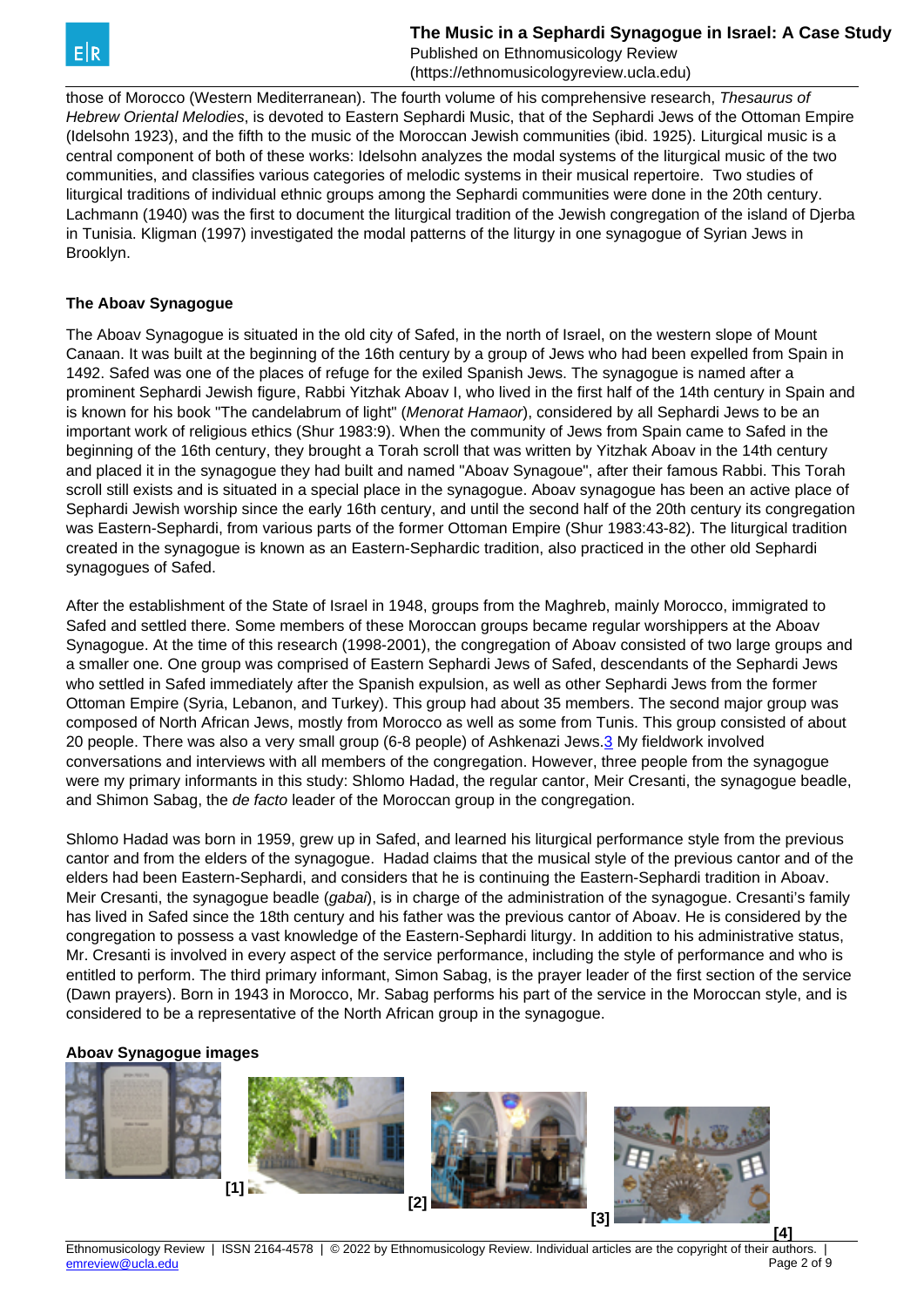those of Morocco (Western Mediterranean). The fourth volume of his comprehensive research, *Thesaurus of Hebrew Oriental Melodies*, is devoted to Eastern Sephardi Music, that of the Sephardi Jews of the Ottoman Empire (Idelsohn 1923), and the fifth to the music of the Moroccan Jewish communities (ibid. 1925). Liturgical music is a central component of both of these works: Idelsohn analyzes the modal systems of the liturgical music of the two communities, and classifies various categories of melodic systems in their musical repertoire. Two studies of liturgical traditions of individual ethnic groups among the Sephardi communities were done in the 20th century. Lachmann (1940) was the first to document the liturgical tradition of the Jewish congregation of the island of Djerba in Tunisia. Kligman (1997) investigated the modal patterns of the liturgy in one synagogue of Syrian Jews in Brooklyn.

**The Aboav Synagogue**

The Aboav Synagogue is situated in the old city of Safed, in the north of Israel, on the western slope of Mount Canaan. It was built at the beginning of the 16th century by a group of Jews who had been expelled from Spain in 1492. Safed was one of the places of refuge for the exiled Spanish Jews. The synagogue is named after a prominent Sephardi Jewish figure, Rabbi Yitzhak Aboav I, who lived in the first half of the 14th century in Spain and is known for his book "The candelabrum of light" (*Menorat Hamaor*), considered by all Sephardi Jews to be an important work of religious ethics (Shur 1983:9). When the community of Jews from Spain came to Safed in the beginning of the 16th century, they brought a Torah scroll that was written by Yitzhak Aboav in the 14th century and placed it in the synagogue they had built and named "Aboav Synagogue", after their famous Rabbi. This Torah scroll still exists and is situated in a special place in the synagogue. Aboav synagogue has been an active place of Sephardi Jewish worship since the early 16th century, and until the second half of the 20th century its congregation was Eastern-Sephardi, from various parts of the former Ottoman Empire (Shur 1983:43-82). The liturgical tradition created in the synagogue is known as an Eastern-Sephardic tradition, also practiced in the other old Sephardi synagogues of Safed.

After the establishment of the State of Israel in 1948, groups from the Maghreb, mainly Morocco, immigrated to Safed and settled there. Some members of these Moroccan groups became regular worshippers at the Aboav Synagogue. At the time of this research (1998-2001), the congregation of Aboav consisted of two large groups and a smaller one. One group was comprised of Eastern Sephardi Jews of Safed, descendants of the Sephardi Jews who settled in Safed immediately after the Spanish expulsion, as well as other Sephardi Jews from the former Ottoman Empire (Syria, Lebanon, and Turkey). This group had about 35 members. The second major group was composed of North African Jews, mostly from Morocco as well as some from Tunis. This group consisted of about 20 people. There was also a very small group (6-8 people) of Ashkenazi Jews.[3] My fieldwork involved conversations and interviews with all members of the congregation. However, three people from the synagogue were my primary informants in this study: Shlomo Hadad, the regular cantor, Meir Cresanti, the synagogue beadle, and Shimon Sabag, the *de facto* leader of the Moroccan group in the congregation.

Shlomo Hadad was born in 1959, grew up in Safed, and learned his liturgical performance style from the previous cantor and from the elders of the synagogue. Hadad claims that the musical style of the previous cantor and of the elders had been Eastern-Sephardi, and considers that he is continuing the Eastern-Sephardi tradition in Aboav. Meir Cresanti, the synagogue beadle (*gabai*), is in charge of the administration of the synagogue. Cresanti's family has lived in Safed since the 18th century and his father was the previous cantor of Aboav. He is considered by the congregation to possess a vast knowledge of the Eastern-Sephardi liturgy. In addition to his administrative status, Mr. Cresanti is involved in every aspect of the service performance, including the style of performance and who is entitled to perform. The third primary informant, Simon Sabag, is the prayer leader of the first section of the service (Dawn prayers). Born in 1943 in Morocco, Mr. Sabag performs his part of the service in the Moroccan style, and is considered to be a representative of the North African group in the synagogue.

**Aboav Synagogue images**

[1] [2] [3] [4]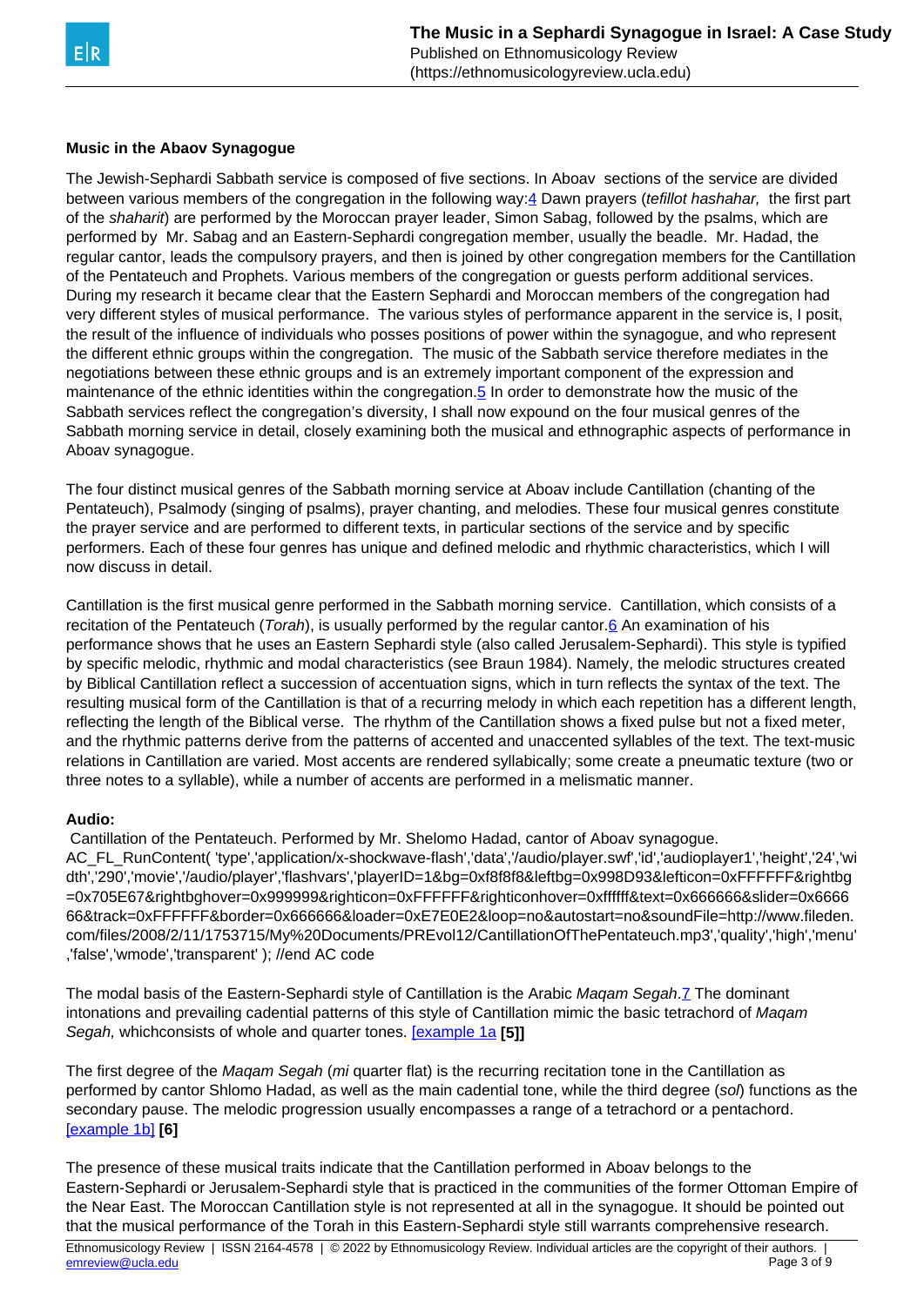**Music in the Abaov Synagogue**

The Jewish-Sephardi Sabbath service is composed of five sections. In Aboav sections of the service are divided between various members of the congregation in the following way:4 Dawn prayers (*tefillot hashahar,* the first part of the *shaharit*) are performed by the Moroccan prayer leader, Simon Sabag, followed by the psalms, which are performed by Mr. Sabag and an Eastern-Sephardi congregation member, usually the beadle. Mr. Hadad, the regular cantor, leads the compulsory prayers, and then is joined by other congregation members for the Cantillation of the Pentateuch and Prophets. Various members of the congregation or guests perform additional services. During my research it became clear that the Eastern Sephardi and Moroccan members of the congregation had very different styles of musical performance. The various styles of performance apparent in the service is, I posit, the result of the influence of individuals who posses positions of power within the synagogue, and who represent the different ethnic groups within the congregation. The music of the Sabbath service therefore mediates in the negotiations between these ethnic groups and is an extremely important component of the expression and maintenance of the ethnic identities within the congregation.5 In order to demonstrate how the music of the Sabbath services reflect the congregation's diversity, I shall now expound on the four musical genres of the Sabbath morning service in detail, closely examining both the musical and ethnographic aspects of performance in Aboav synagogue.

The four distinct musical genres of the Sabbath morning service at Aboav include Cantillation (chanting of the Pentateuch), Psalmody (singing of psalms), prayer chanting, and melodies. These four musical genres constitute the prayer service and are performed to different texts, in particular sections of the service and by specific performers. Each of these four genres has unique and defined melodic and rhythmic characteristics, which I will now discuss in detail.

Cantillation is the first musical genre performed in the Sabbath morning service. Cantillation, which consists of a recitation of the Pentateuch (*Torah*), is usually performed by the regular cantor.6 An examination of his performance shows that he uses an Eastern Sephardi style (also called Jerusalem-Sephardi). This style is typified by specific melodic, rhythmic and modal characteristics (see Braun 1984). Namely, the melodic structures created by Biblical Cantillation reflect a succession of accentuation signs, which in turn reflects the syntax of the text. The resulting musical form of the Cantillation is that of a recurring melody in which each repetition has a different length, reflecting the length of the Biblical verse. The rhythm of the Cantillation shows a fixed pulse but not a fixed meter, and the rhythmic patterns derive from the patterns of accented and unaccented syllables of the text. The text-music relations in Cantillation are varied. Most accents are rendered syllabically; some create a pneumatic texture (two or three notes to a syllable), while a number of accents are performed in a melismatic manner.

**Audio:**

Cantillation of the Pentateuch. Performed by Mr. Shelomo Hadad, cantor of Aboav synagogue.
AC_FL_RunContent( 'type','application/x-shockwave-flash','data','/audio/player.swf','id','audioplayer1','height','24','width','290','movie','/audio/player','flashvars','playerID=1&bg=0xf8f8f8&leftbg=0x998D93&lefticon=0xFFFFFF&rightbg=0x705E67&rightbghover=0x999999&righticon=0xFFFFFF&righticonhover=0xffffff&text=0x666666&slider=0x666666&track=0xFFFFFF&border=0x666666&loader=0xE7E0E2&loop=no&autostart=no&soundFile=http://www.fileden.com/files/2008/2/11/1753715/My%20Documents/PREvol12/CantillationOfThePentateuch.mp3','quality','high','menu','false','wmode','transparent' ); //end AC code

The modal basis of the Eastern-Sephardi style of Cantillation is the Arabic *Maqam Segah*.7 The dominant intonations and prevailing cadential patterns of this style of Cantillation mimic the basic tetrachord of *Maqam Segah*, whichconsists of whole and quarter tones. [example 1a **[5]]**

The first degree of the *Maqam Segah* (*mi* quarter flat) is the recurring recitation tone in the Cantillation as performed by cantor Shlomo Hadad, as well as the main cadential tone, while the third degree (*sol*) functions as the secondary pause. The melodic progression usually encompasses a range of a tetrachord or a pentachord. [example 1b] **[6]**

The presence of these musical traits indicate that the Cantillation performed in Aboav belongs to the Eastern-Sephardi or Jerusalem-Sephardi style that is practiced in the communities of the former Ottoman Empire of the Near East. The Moroccan Cantillation style is not represented at all in the synagogue. It should be pointed out that the musical performance of the Torah in this Eastern-Sephardi style still warrants comprehensive research.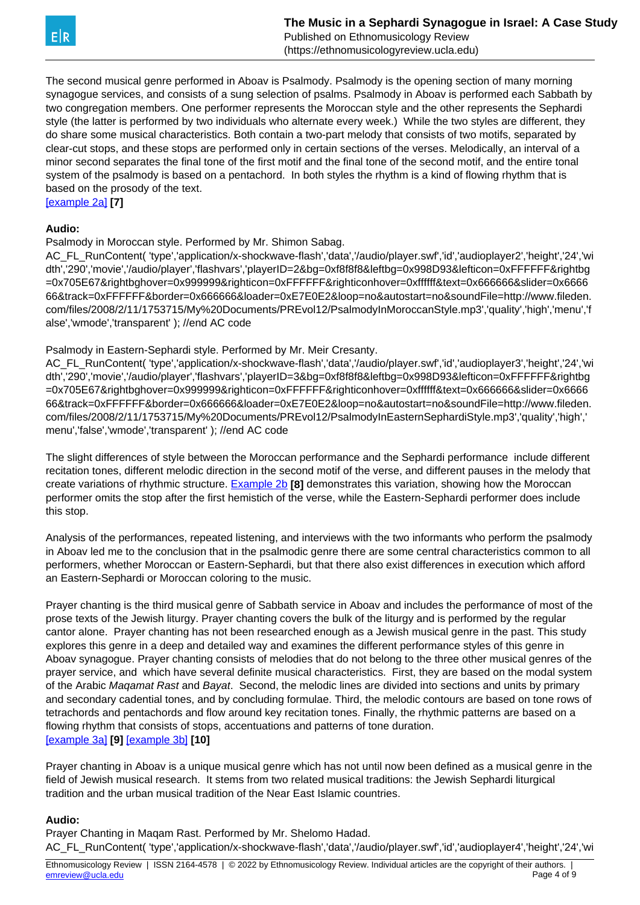The second musical genre performed in Aboav is Psalmody. Psalmody is the opening section of many morning synagogue services, and consists of a sung selection of psalms. Psalmody in Aboav is performed each Sabbath by two congregation members. One performer represents the Moroccan style and the other represents the Sephardi style (the latter is performed by two individuals who alternate every week.) While the two styles are different, they do share some musical characteristics. Both contain a two-part melody that consists of two motifs, separated by clear-cut stops, and these stops are performed only in certain sections of the verses. Melodically, an interval of a minor second separates the final tone of the first motif and the final tone of the second motif, and the entire tonal system of the psalmody is based on a pentachord. In both styles the rhythm is a kind of flowing rhythm that is based on the prosody of the text.
[example 2a] **[7]**

**Audio:**
Psalmody in Moroccan style. Performed by Mr. Shimon Sabag.
AC_FL_RunContent( 'type','application/x-shockwave-flash','data','/audio/player.swf','id','audioplayer2','height','24','width','290','movie','/audio/player','flashvars','playerID=2&bg=0xf8f8f8&leftbg=0x998D93&lefticon=0xFFFFFF&rightbg=0x705E67&rightbghover=0x999999&righticon=0xFFFFFF&righticonhover=0xffffff&text=0x666666&slider=0x666666&track=0xFFFFFF&border=0x666666&loader=0xE7E0E2&loop=no&autostart=no&soundFile=http://www.fileden.com/files/2008/2/11/1753715/My%20Documents/PREvol12/PsalmodyInMoroccanStyle.mp3','quality','high','menu','false','wmode','transparent' ); //end AC code

Psalmody in Eastern-Sephardi style. Performed by Mr. Meir Cresanty.
AC_FL_RunContent( 'type','application/x-shockwave-flash','data','/audio/player.swf','id','audioplayer3','height','24','width','290','movie','/audio/player','flashvars','playerID=3&bg=0xf8f8f8&leftbg=0x998D93&lefticon=0xFFFFFF&rightbg=0x705E67&rightbghover=0x999999&righticon=0xFFFFFF&righticonhover=0xffffff&text=0x666666&slider=0x666666&track=0xFFFFFF&border=0x666666&loader=0xE7E0E2&loop=no&autostart=no&soundFile=http://www.fileden.com/files/2008/2/11/1753715/My%20Documents/PREvol12/PsalmodyInEasternSephardiStyle.mp3','quality','high','menu','false','wmode','transparent' ); //end AC code

The slight differences of style between the Moroccan performance and the Sephardi performance include different recitation tones, different melodic direction in the second motif of the verse, and different pauses in the melody that create variations of rhythmic structure. Example 2b **[8]** demonstrates this variation, showing how the Moroccan performer omits the stop after the first hemistich of the verse, while the Eastern-Sephardi performer does include this stop.

Analysis of the performances, repeated listening, and interviews with the two informants who perform the psalmody in Aboav led me to the conclusion that in the psalmodic genre there are some central characteristics common to all performers, whether Moroccan or Eastern-Sephardi, but that there also exist differences in execution which afford an Eastern-Sephardi or Moroccan coloring to the music.

Prayer chanting is the third musical genre of Sabbath service in Aboav and includes the performance of most of the prose texts of the Jewish liturgy. Prayer chanting covers the bulk of the liturgy and is performed by the regular cantor alone. Prayer chanting has not been researched enough as a Jewish musical genre in the past. This study explores this genre in a deep and detailed way and examines the different performance styles of this genre in Aboav synagogue. Prayer chanting consists of melodies that do not belong to the three other musical genres of the prayer service, and which have several definite musical characteristics. First, they are based on the modal system of the Arabic *Maqamat Rast* and *Bayat*. Second, the melodic lines are divided into sections and units by primary and secondary cadential tones, and by concluding formulae. Third, the melodic contours are based on tone rows of tetrachords and pentachords and flow around key recitation tones. Finally, the rhythmic patterns are based on a flowing rhythm that consists of stops, accentuations and patterns of tone duration.
[example 3a] **[9]** [example 3b] **[10]**

Prayer chanting in Aboav is a unique musical genre which has not until now been defined as a musical genre in the field of Jewish musical research. It stems from two related musical traditions: the Jewish Sephardi liturgical tradition and the urban musical tradition of the Near East Islamic countries.

**Audio:**
Prayer Chanting in Maqam Rast. Performed by Mr. Shelomo Hadad.
AC_FL_RunContent( 'type','application/x-shockwave-flash','data','/audio/player.swf','id','audioplayer4','height','24','wi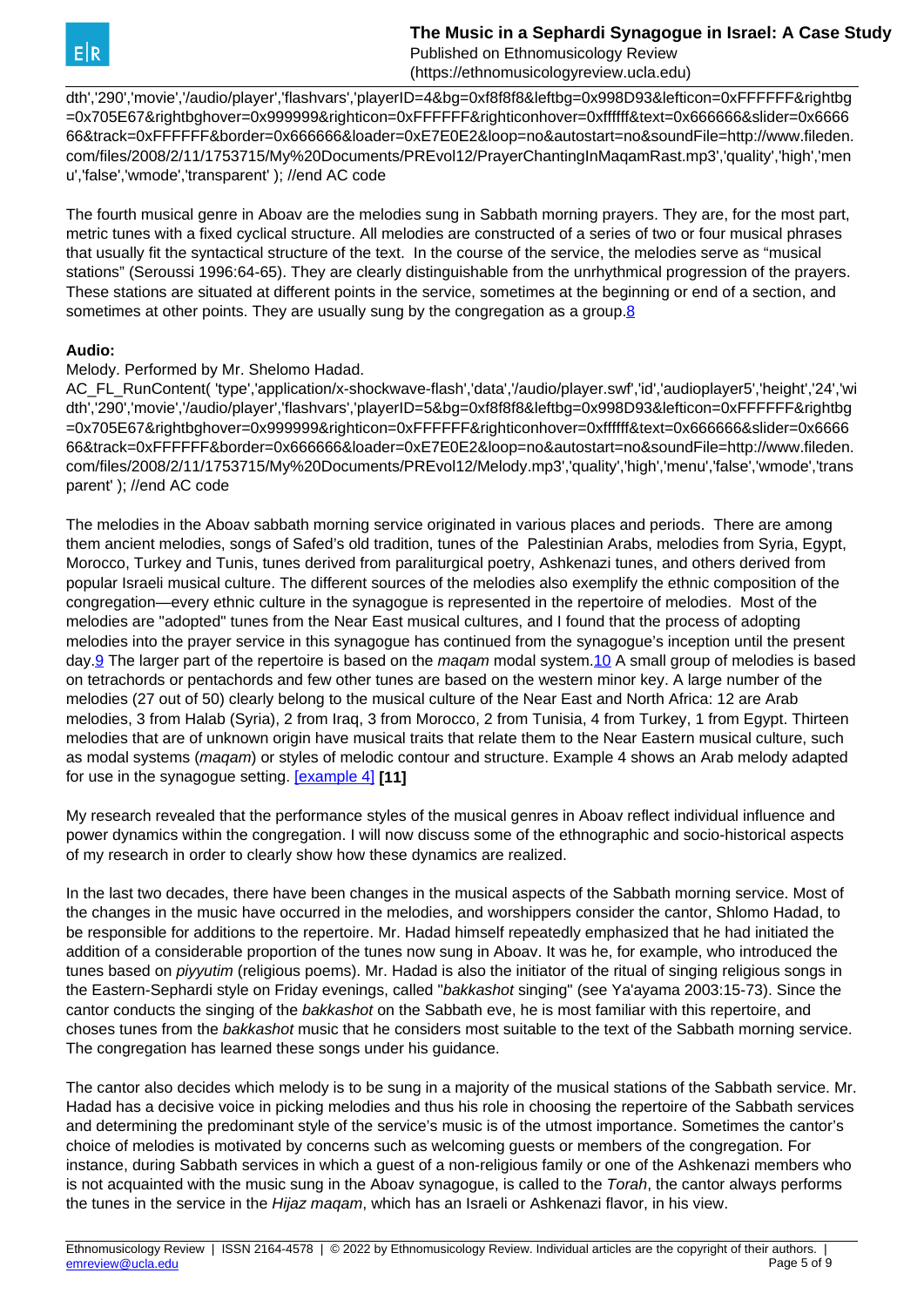dth','290','movie','/audio/player','flashvars','playerID=4&bg=0xf8f8f8&leftbg=0x998D93&lefticon=0xFFFFFF&rightbg=0x705E67&rightbghover=0x999999&righticon=0xFFFFFF&righticonhover=0xffffff&text=0x666666&slider=0x666666&track=0xFFFFFF&border=0x666666&loader=0xE7E0E2&loop=no&autostart=no&soundFile=http://www.fileden.com/files/2008/2/11/1753715/My%20Documents/PREvol12/PrayerChantingInMaqamRast.mp3','quality','high','menu','false','wmode','transparent' ); //end AC code

The fourth musical genre in Aboav are the melodies sung in Sabbath morning prayers. They are, for the most part, metric tunes with a fixed cyclical structure. All melodies are constructed of a series of two or four musical phrases that usually fit the syntactical structure of the text. In the course of the service, the melodies serve as "musical stations" (Seroussi 1996:64-65). They are clearly distinguishable from the unrhythmical progression of the prayers. These stations are situated at different points in the service, sometimes at the beginning or end of a section, and sometimes at other points. They are usually sung by the congregation as a group.[8]

**Audio:**

Melody. Performed by Mr. Shelomo Hadad.

AC_FL_RunContent( 'type','application/x-shockwave-flash','data','/audio/player.swf','id','audioplayer5','height','24','width','290','movie','/audio/player','flashvars','playerID=5&bg=0xf8f8f8&leftbg=0x998D93&lefticon=0xFFFFFF&rightbg=0x705E67&rightbghover=0x999999&righticon=0xFFFFFF&righticonhover=0xffffff&text=0x666666&slider=0x666666&track=0xFFFFFF&border=0x666666&loader=0xE7E0E2&loop=no&autostart=no&soundFile=http://www.fileden.com/files/2008/2/11/1753715/My%20Documents/PREvol12/Melody.mp3','quality','high','menu','false','wmode','transparent' ); //end AC code

The melodies in the Aboav sabbath morning service originated in various places and periods. There are among them ancient melodies, songs of Safed's old tradition, tunes of the Palestinian Arabs, melodies from Syria, Egypt, Morocco, Turkey and Tunis, tunes derived from paraliturgical poetry, Ashkenazi tunes, and others derived from popular Israeli musical culture. The different sources of the melodies also exemplify the ethnic composition of the congregation—every ethnic culture in the synagogue is represented in the repertoire of melodies. Most of the melodies are "adopted" tunes from the Near East musical cultures, and I found that the process of adopting melodies into the prayer service in this synagogue has continued from the synagogue's inception until the present day.[9] The larger part of the repertoire is based on the *maqam* modal system.[10] A small group of melodies is based on tetrachords or pentachords and few other tunes are based on the western minor key. A large number of the melodies (27 out of 50) clearly belong to the musical culture of the Near East and North Africa: 12 are Arab melodies, 3 from Halab (Syria), 2 from Iraq, 3 from Morocco, 2 from Tunisia, 4 from Turkey, 1 from Egypt. Thirteen melodies that are of unknown origin have musical traits that relate them to the Near Eastern musical culture, such as modal systems (*maqam*) or styles of melodic contour and structure. Example 4 shows an Arab melody adapted for use in the synagogue setting. [example 4] **[11]**

My research revealed that the performance styles of the musical genres in Aboav reflect individual influence and power dynamics within the congregation. I will now discuss some of the ethnographic and socio-historical aspects of my research in order to clearly show how these dynamics are realized.

In the last two decades, there have been changes in the musical aspects of the Sabbath morning service. Most of the changes in the music have occurred in the melodies, and worshippers consider the cantor, Shlomo Hadad, to be responsible for additions to the repertoire. Mr. Hadad himself repeatedly emphasized that he had initiated the addition of a considerable proportion of the tunes now sung in Aboav. It was he, for example, who introduced the tunes based on *piyyutim* (religious poems). Mr. Hadad is also the initiator of the ritual of singing religious songs in the Eastern-Sephardi style on Friday evenings, called "*bakkashot* singing" (see Ya'ayama 2003:15-73). Since the cantor conducts the singing of the *bakkashot* on the Sabbath eve, he is most familiar with this repertoire, and choses tunes from the *bakkashot* music that he considers most suitable to the text of the Sabbath morning service. The congregation has learned these songs under his guidance.

The cantor also decides which melody is to be sung in a majority of the musical stations of the Sabbath service. Mr. Hadad has a decisive voice in picking melodies and thus his role in choosing the repertoire of the Sabbath services and determining the predominant style of the service's music is of the utmost importance. Sometimes the cantor's choice of melodies is motivated by concerns such as welcoming guests or members of the congregation. For instance, during Sabbath services in which a guest of a non-religious family or one of the Ashkenazi members who is not acquainted with the music sung in the Aboav synagogue, is called to the *Torah*, the cantor always performs the tunes in the service in the *Hijaz maqam*, which has an Israeli or Ashkenazi flavor, in his view.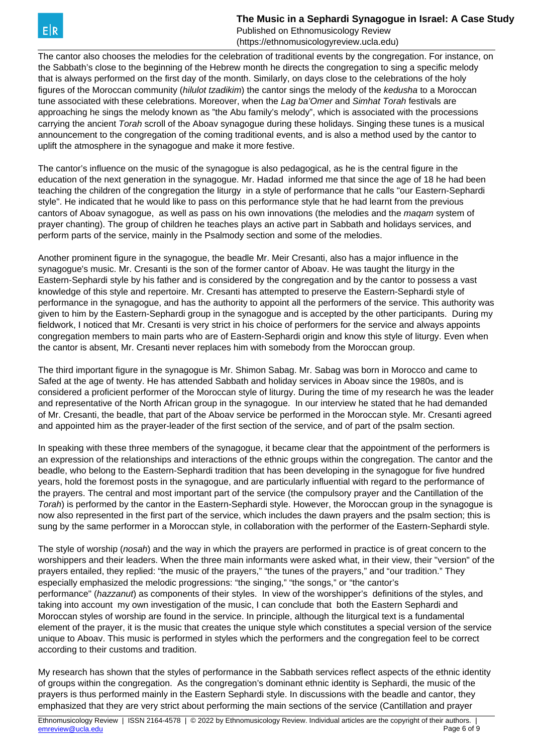The cantor also chooses the melodies for the celebration of traditional events by the congregation. For instance, on the Sabbath's close to the beginning of the Hebrew month he directs the congregation to sing a specific melody that is always performed on the first day of the month. Similarly, on days close to the celebrations of the holy figures of the Moroccan community (*hilulot tzadikim*) the cantor sings the melody of the *kedusha* to a Moroccan tune associated with these celebrations. Moreover, when the *Lag ba'Omer* and *Simhat Torah* festivals are approaching he sings the melody known as "the Abu family's melody", which is associated with the processions carrying the ancient *Torah* scroll of the Aboav synagogue during these holidays. Singing these tunes is a musical announcement to the congregation of the coming traditional events, and is also a method used by the cantor to uplift the atmosphere in the synagogue and make it more festive.

The cantor's influence on the music of the synagogue is also pedagogical, as he is the central figure in the education of the next generation in the synagogue. Mr. Hadad informed me that since the age of 18 he had been teaching the children of the congregation the liturgy in a style of performance that he calls "our Eastern-Sephardi style". He indicated that he would like to pass on this performance style that he had learnt from the previous cantors of Aboav synagogue, as well as pass on his own innovations (the melodies and the *maqam* system of prayer chanting). The group of children he teaches plays an active part in Sabbath and holidays services, and perform parts of the service, mainly in the Psalmody section and some of the melodies.

Another prominent figure in the synagogue, the beadle Mr. Meir Cresanti, also has a major influence in the synagogue's music. Mr. Cresanti is the son of the former cantor of Aboav. He was taught the liturgy in the Eastern-Sephardi style by his father and is considered by the congregation and by the cantor to possess a vast knowledge of this style and repertoire. Mr. Cresanti has attempted to preserve the Eastern-Sephardi style of performance in the synagogue, and has the authority to appoint all the performers of the service. This authority was given to him by the Eastern-Sephardi group in the synagogue and is accepted by the other participants. During my fieldwork, I noticed that Mr. Cresanti is very strict in his choice of performers for the service and always appoints congregation members to main parts who are of Eastern-Sephardi origin and know this style of liturgy. Even when the cantor is absent, Mr. Cresanti never replaces him with somebody from the Moroccan group.

The third important figure in the synagogue is Mr. Shimon Sabag. Mr. Sabag was born in Morocco and came to Safed at the age of twenty. He has attended Sabbath and holiday services in Aboav since the 1980s, and is considered a proficient performer of the Moroccan style of liturgy. During the time of my research he was the leader and representative of the North African group in the synagogue. In our interview he stated that he had demanded of Mr. Cresanti, the beadle, that part of the Aboav service be performed in the Moroccan style. Mr. Cresanti agreed and appointed him as the prayer-leader of the first section of the service, and of part of the psalm section.

In speaking with these three members of the synagogue, it became clear that the appointment of the performers is an expression of the relationships and interactions of the ethnic groups within the congregation. The cantor and the beadle, who belong to the Eastern-Sephardi tradition that has been developing in the synagogue for five hundred years, hold the foremost posts in the synagogue, and are particularly influential with regard to the performance of the prayers. The central and most important part of the service (the compulsory prayer and the Cantillation of the *Torah*) is performed by the cantor in the Eastern-Sephardi style. However, the Moroccan group in the synagogue is now also represented in the first part of the service, which includes the dawn prayers and the psalm section; this is sung by the same performer in a Moroccan style, in collaboration with the performer of the Eastern-Sephardi style.

The style of worship (*nosah*) and the way in which the prayers are performed in practice is of great concern to the worshippers and their leaders. When the three main informants were asked what, in their view, their "version" of the prayers entailed, they replied: "the music of the prayers," "the tunes of the prayers," and "our tradition." They especially emphasized the melodic progressions: "the singing," "the songs," or "the cantor's performance" (*hazzanut*) as components of their styles. In view of the worshipper's definitions of the styles, and taking into account my own investigation of the music, I can conclude that both the Eastern Sephardi and Moroccan styles of worship are found in the service. In principle, although the liturgical text is a fundamental element of the prayer, it is the music that creates the unique style which constitutes a special version of the service unique to Aboav. This music is performed in styles which the performers and the congregation feel to be correct according to their customs and tradition.

My research has shown that the styles of performance in the Sabbath services reflect aspects of the ethnic identity of groups within the congregation. As the congregation's dominant ethnic identity is Sephardi, the music of the prayers is thus performed mainly in the Eastern Sephardi style. In discussions with the beadle and cantor, they emphasized that they are very strict about performing the main sections of the service (Cantillation and prayer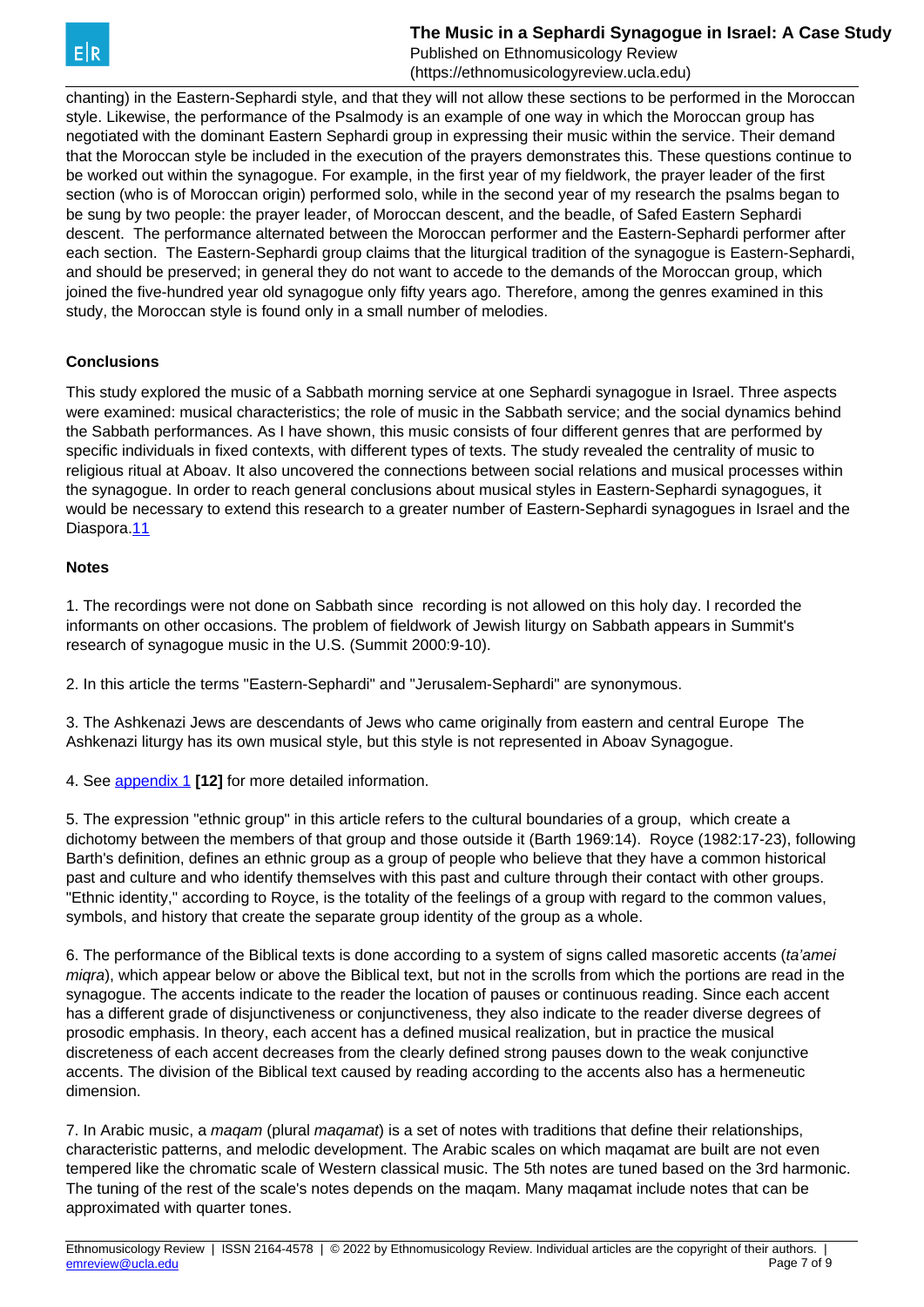chanting) in the Eastern-Sephardi style, and that they will not allow these sections to be performed in the Moroccan style. Likewise, the performance of the Psalmody is an example of one way in which the Moroccan group has negotiated with the dominant Eastern Sephardi group in expressing their music within the service. Their demand that the Moroccan style be included in the execution of the prayers demonstrates this. These questions continue to be worked out within the synagogue. For example, in the first year of my fieldwork, the prayer leader of the first section (who is of Moroccan origin) performed solo, while in the second year of my research the psalms began to be sung by two people: the prayer leader, of Moroccan descent, and the beadle, of Safed Eastern Sephardi descent. The performance alternated between the Moroccan performer and the Eastern-Sephardi performer after each section. The Eastern-Sephardi group claims that the liturgical tradition of the synagogue is Eastern-Sephardi, and should be preserved; in general they do not want to accede to the demands of the Moroccan group, which joined the five-hundred year old synagogue only fifty years ago. Therefore, among the genres examined in this study, the Moroccan style is found only in a small number of melodies.

**Conclusions**

This study explored the music of a Sabbath morning service at one Sephardi synagogue in Israel. Three aspects were examined: musical characteristics; the role of music in the Sabbath service; and the social dynamics behind the Sabbath performances. As I have shown, this music consists of four different genres that are performed by specific individuals in fixed contexts, with different types of texts. The study revealed the centrality of music to religious ritual at Aboav. It also uncovered the connections between social relations and musical processes within the synagogue. In order to reach general conclusions about musical styles in Eastern-Sephardi synagogues, it would be necessary to extend this research to a greater number of Eastern-Sephardi synagogues in Israel and the Diaspora.[11]

**Notes**

1. The recordings were not done on Sabbath since recording is not allowed on this holy day. I recorded the informants on other occasions. The problem of fieldwork of Jewish liturgy on Sabbath appears in Summit's research of synagogue music in the U.S. (Summit 2000:9-10).

2. In this article the terms "Eastern-Sephardi" and "Jerusalem-Sephardi" are synonymous.

3. The Ashkenazi Jews are descendants of Jews who came originally from eastern and central Europe The Ashkenazi liturgy has its own musical style, but this style is not represented in Aboav Synagogue.

4. See appendix 1 **[12]** for more detailed information.

5. The expression "ethnic group" in this article refers to the cultural boundaries of a group, which create a dichotomy between the members of that group and those outside it (Barth 1969:14). Royce (1982:17-23), following Barth's definition, defines an ethnic group as a group of people who believe that they have a common historical past and culture and who identify themselves with this past and culture through their contact with other groups. "Ethnic identity," according to Royce, is the totality of the feelings of a group with regard to the common values, symbols, and history that create the separate group identity of the group as a whole.

6. The performance of the Biblical texts is done according to a system of signs called masoretic accents (*ta'amei miqra*), which appear below or above the Biblical text, but not in the scrolls from which the portions are read in the synagogue. The accents indicate to the reader the location of pauses or continuous reading. Since each accent has a different grade of disjunctiveness or conjunctiveness, they also indicate to the reader diverse degrees of prosodic emphasis. In theory, each accent has a defined musical realization, but in practice the musical discreteness of each accent decreases from the clearly defined strong pauses down to the weak conjunctive accents. The division of the Biblical text caused by reading according to the accents also has a hermeneutic dimension.

7. In Arabic music, a *maqam* (plural *maqamat*) is a set of notes with traditions that define their relationships, characteristic patterns, and melodic development. The Arabic scales on which maqamat are built are not even tempered like the chromatic scale of Western classical music. The 5th notes are tuned based on the 3rd harmonic. The tuning of the rest of the scale's notes depends on the maqam. Many maqamat include notes that can be approximated with quarter tones.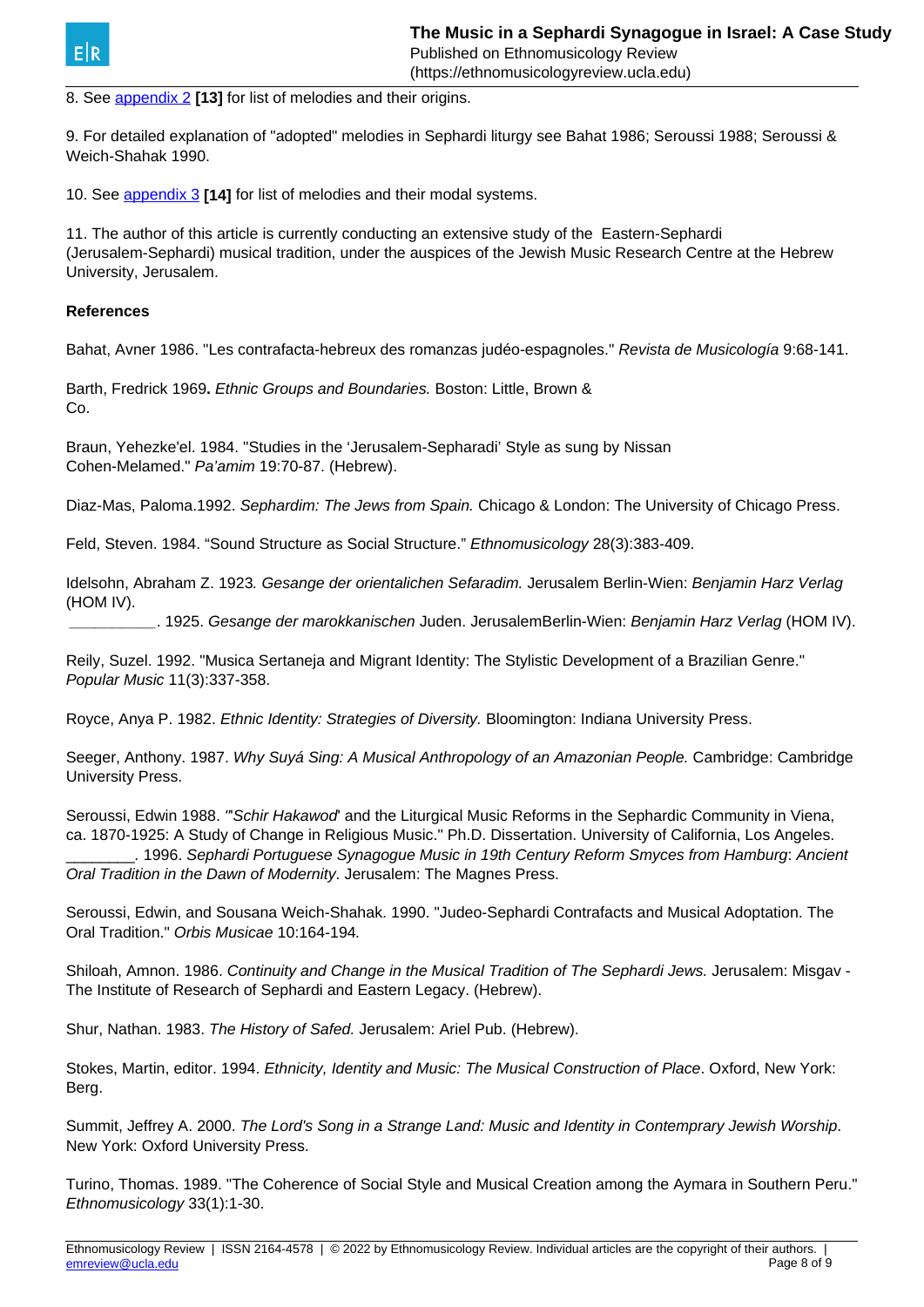8. See appendix 2 **[13]** for list of melodies and their origins.

9. For detailed explanation of "adopted" melodies in Sephardi liturgy see Bahat 1986; Seroussi 1988; Seroussi & Weich-Shahak 1990.

10. See appendix 3 **[14]** for list of melodies and their modal systems.

11. The author of this article is currently conducting an extensive study of the Eastern-Sephardi (Jerusalem-Sephardi) musical tradition, under the auspices of the Jewish Music Research Centre at the Hebrew University, Jerusalem.

**References**

Bahat, Avner 1986. "Les contrafacta-hebreux des romanzas judéo-espagnoles." *Revista de Musicología* 9:68-141.

Barth, Fredrick 1969**.** *Ethnic Groups and Boundaries.* Boston: Little, Brown & Co.

Braun, Yehezke'el. 1984. "Studies in the 'Jerusalem-Sepharadi' Style as sung by Nissan Cohen-Melamed." *Pa'amim* 19:70-87. (Hebrew).

Diaz-Mas, Paloma.1992. *Sephardim: The Jews from Spain.* Chicago & London: The University of Chicago Press.

Feld, Steven. 1984. "Sound Structure as Social Structure." *Ethnomusicology* 28(3):383-409.

Idelsohn, Abraham Z. 1923*. Gesange der orientalichen Sefaradim.* Jerusalem Berlin-Wien: *Benjamin Harz Verlag* (HOM IV).
__________. 1925. *Gesange der marokkanischen* Juden. JerusalemBerlin-Wien: *Benjamin Harz Verlag* (HOM IV).

Reily, Suzel. 1992. "Musica Sertaneja and Migrant Identity: The Stylistic Development of a Brazilian Genre." *Popular Music* 11(3):337-358.

Royce, Anya P. 1982. *Ethnic Identity: Strategies of Diversity.* Bloomington: Indiana University Press.

Seeger, Anthony. 1987. *Why Suyá Sing: A Musical Anthropology of an Amazonian People.* Cambridge: Cambridge University Press.

Seroussi, Edwin 1988. "*Schir Hakawod*' and the Liturgical Music Reforms in the Sephardic Community in Viena, ca. 1870-1925: A Study of Change in Religious Music." Ph.D. Dissertation. University of California, Los Angeles.
________. 1996. *Sephardi Portuguese Synagogue Music in 19th Century Reform Smyces from Hamburg*: *Ancient Oral Tradition in the Dawn of Modernity*. Jerusalem: The Magnes Press.

Seroussi, Edwin, and Sousana Weich-Shahak. 1990. "Judeo-Sephardi Contrafacts and Musical Adoptation. The Oral Tradition." *Orbis Musicae* 10:164-194*.*

Shiloah, Amnon. 1986. *Continuity and Change in the Musical Tradition of The Sephardi Jews.* Jerusalem: Misgav - The Institute of Research of Sephardi and Eastern Legacy. (Hebrew).

Shur, Nathan. 1983. *The History of Safed.* Jerusalem: Ariel Pub. (Hebrew).

Stokes, Martin, editor. 1994. *Ethnicity, Identity and Music: The Musical Construction of Place*. Oxford, New York: Berg.

Summit, Jeffrey A. 2000. *The Lord's Song in a Strange Land: Music and Identity in Contemprary Jewish Worship*. New York: Oxford University Press.

Turino, Thomas. 1989. "The Coherence of Social Style and Musical Creation among the Aymara in Southern Peru." *Ethnomusicology* 33(1):1-30.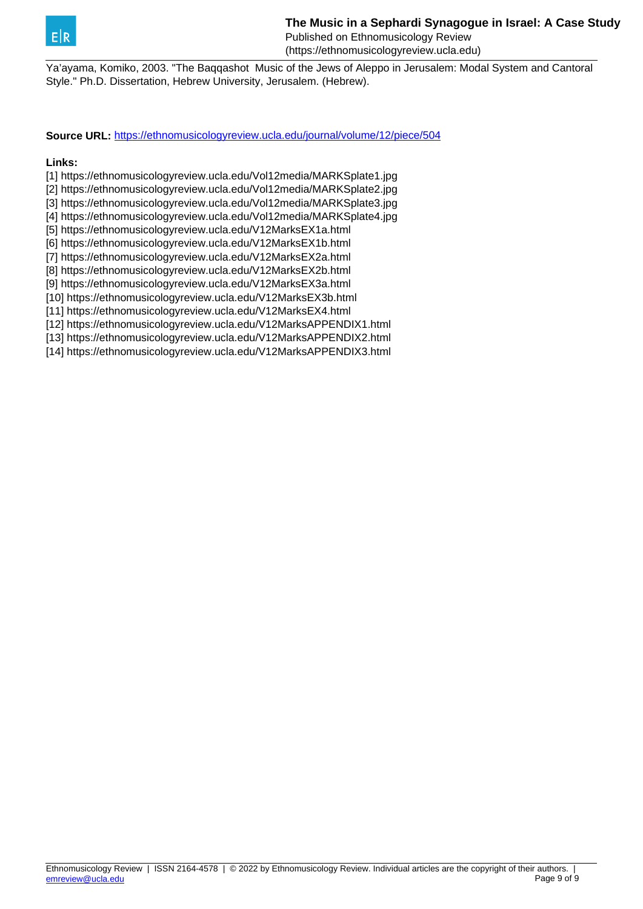Ya'ayama, Komiko, 2003. "The Baqqashot Music of the Jews of Aleppo in Jerusalem: Modal System and Cantoral Style." Ph.D. Dissertation, Hebrew University, Jerusalem. (Hebrew).

**Source URL:** https://ethnomusicologyreview.ucla.edu/journal/volume/12/piece/504

**Links:**

[1] https://ethnomusicologyreview.ucla.edu/Vol12media/MARKSplate1.jpg
[2] https://ethnomusicologyreview.ucla.edu/Vol12media/MARKSplate2.jpg
[3] https://ethnomusicologyreview.ucla.edu/Vol12media/MARKSplate3.jpg
[4] https://ethnomusicologyreview.ucla.edu/Vol12media/MARKSplate4.jpg
[5] https://ethnomusicologyreview.ucla.edu/V12MarksEX1a.html
[6] https://ethnomusicologyreview.ucla.edu/V12MarksEX1b.html
[7] https://ethnomusicologyreview.ucla.edu/V12MarksEX2a.html
[8] https://ethnomusicologyreview.ucla.edu/V12MarksEX2b.html
[9] https://ethnomusicologyreview.ucla.edu/V12MarksEX3a.html
[10] https://ethnomusicologyreview.ucla.edu/V12MarksEX3b.html
[11] https://ethnomusicologyreview.ucla.edu/V12MarksEX4.html
[12] https://ethnomusicologyreview.ucla.edu/V12MarksAPPENDIX1.html
[13] https://ethnomusicologyreview.ucla.edu/V12MarksAPPENDIX2.html
[14] https://ethnomusicologyreview.ucla.edu/V12MarksAPPENDIX3.html